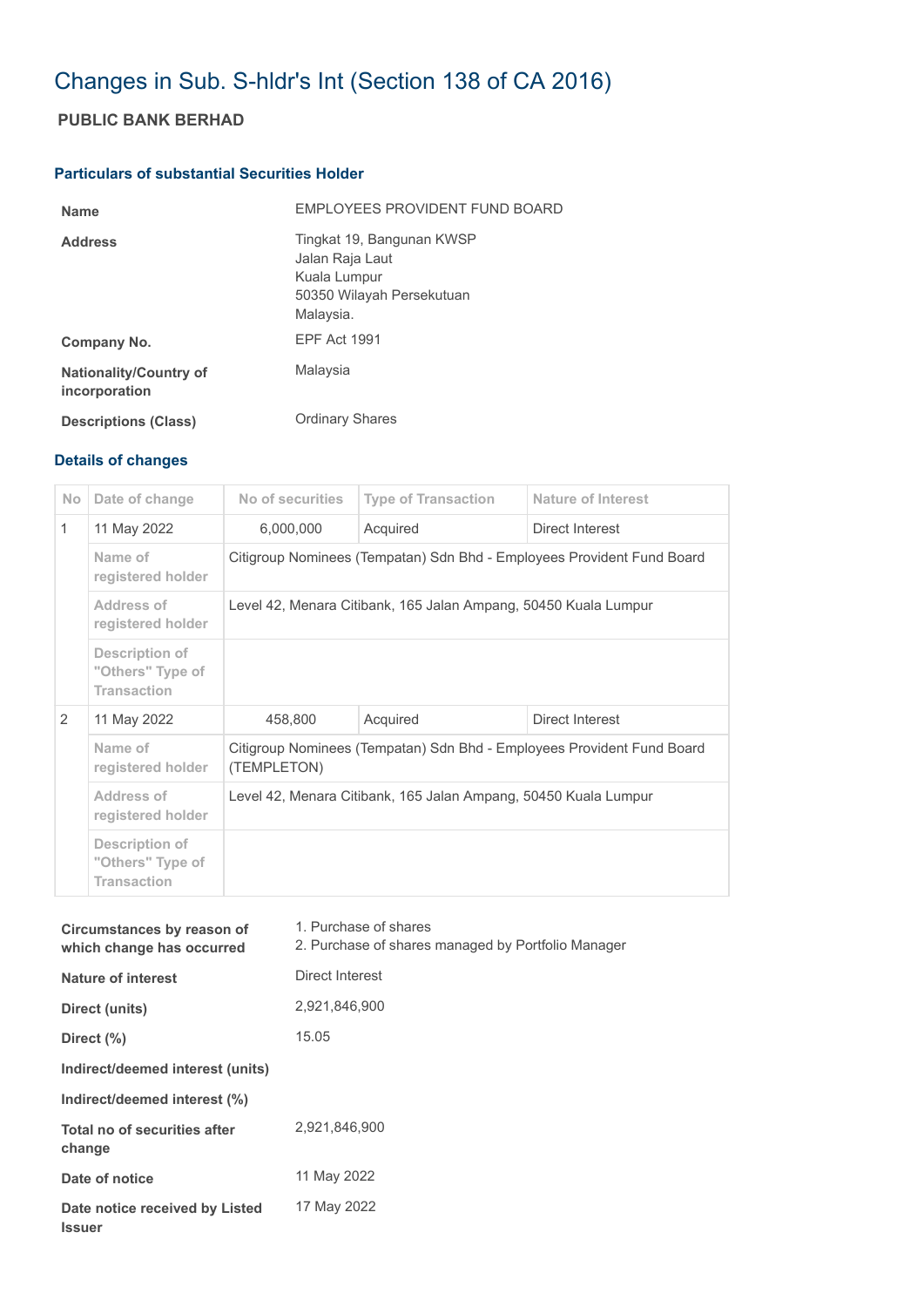# Changes in Sub. S-hldr's Int (Section 138 of CA 2016)

## PUBLIC BANK BERHAD

### Particulars of substantial Securities Holder

| | |
|---|---|
| **Name** | EMPLOYEES PROVIDENT FUND BOARD |
| **Address** | Tingkat 19, Bangunan KWSP<br>Jalan Raja Laut<br>Kuala Lumpur<br>50350 Wilayah Persekutuan<br>Malaysia. |
| **Company No.** | EPF Act 1991 |
| **Nationality/Country of incorporation** | Malaysia |
| **Descriptions (Class)** | Ordinary Shares |

### Details of changes

| No | Date of change | No of securities | Type of Transaction | Nature of Interest |
|---|---|---|---|---|
| 1 | 11 May 2022 | 6,000,000 | Acquired | Direct Interest |
| | Name of registered holder | Citigroup Nominees (Tempatan) Sdn Bhd - Employees Provident Fund Board | | |
| | Address of registered holder | Level 42, Menara Citibank, 165 Jalan Ampang, 50450 Kuala Lumpur | | |
| | Description of "Others" Type of Transaction | | | |
| 2 | 11 May 2022 | 458,800 | Acquired | Direct Interest |
| | Name of registered holder | Citigroup Nominees (Tempatan) Sdn Bhd - Employees Provident Fund Board (TEMPLETON) | | |
| | Address of registered holder | Level 42, Menara Citibank, 165 Jalan Ampang, 50450 Kuala Lumpur | | |
| | Description of "Others" Type of Transaction | | | |

| | |
|---|---|
| **Circumstances by reason of which change has occurred** | 1. Purchase of shares<br>2. Purchase of shares managed by Portfolio Manager |
| **Nature of interest** | Direct Interest |
| **Direct (units)** | 2,921,846,900 |
| **Direct (%)** | 15.05 |
| **Indirect/deemed interest (units)** | |
| **Indirect/deemed interest (%)** | |
| **Total no of securities after change** | 2,921,846,900 |
| **Date of notice** | 11 May 2022 |
| **Date notice received by Listed Issuer** | 17 May 2022 |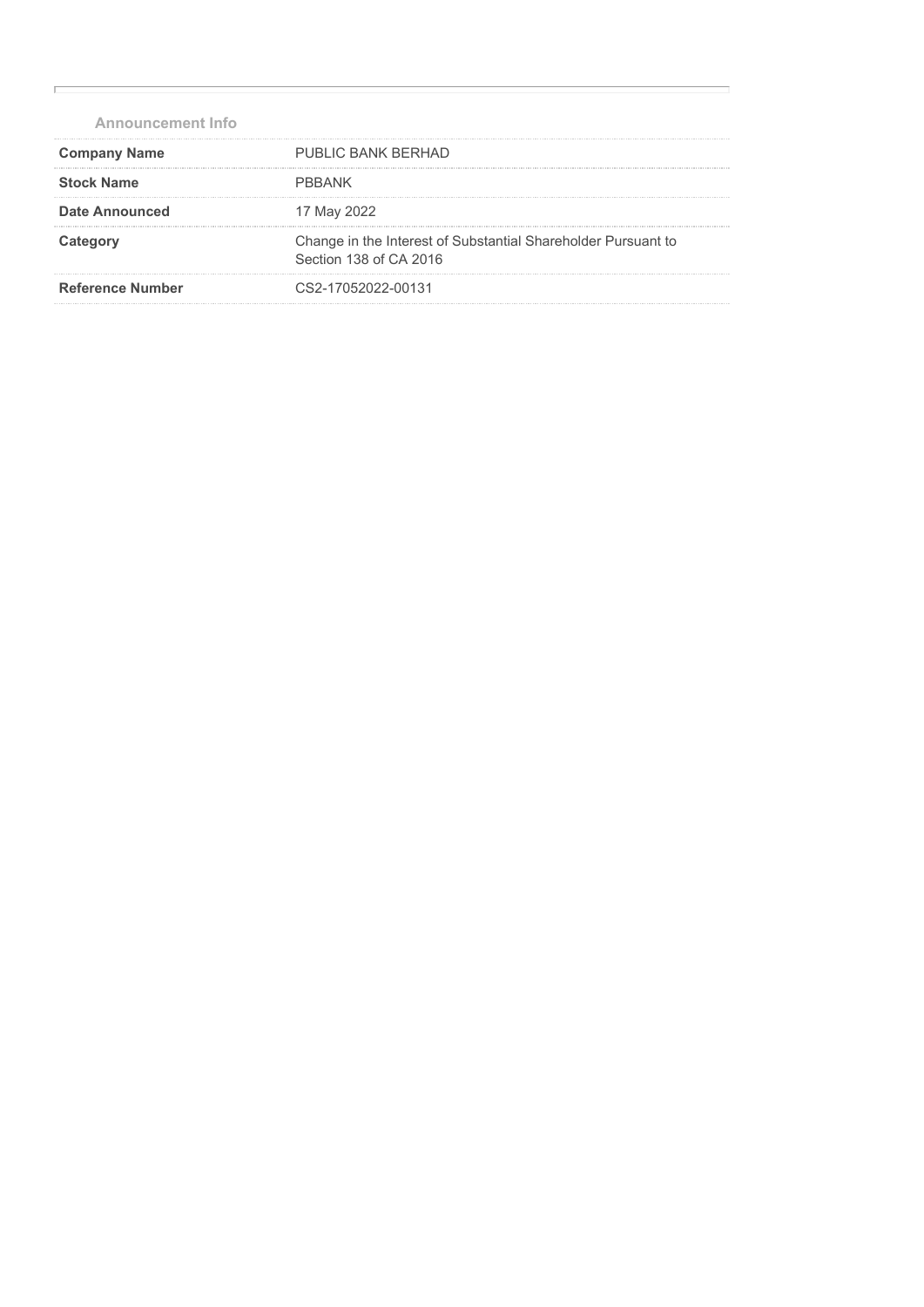### Announcement Info

| | |
|---|---|
| **Company Name** | PUBLIC BANK BERHAD |
| **Stock Name** | PBBANK |
| **Date Announced** | 17 May 2022 |
| **Category** | Change in the Interest of Substantial Shareholder Pursuant to Section 138 of CA 2016 |
| **Reference Number** | CS2-17052022-00131 |